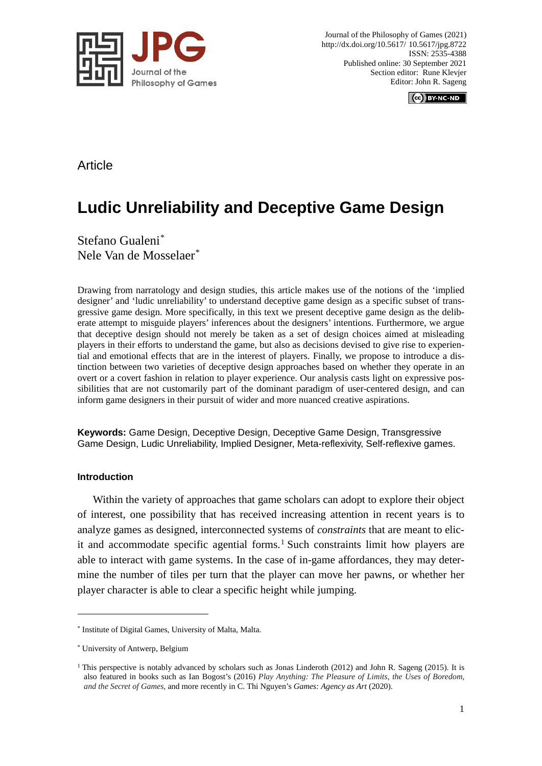Article

# Ludic Unreliability and Deceptive Game Design

Stefano Gualeni[*]
Nele Van de Mosselaer[*]

Drawing from narratology and design studies, this article makes use of the notions of the 'implied designer' and 'ludic unreliability' to understand deceptive game design as a specific subset of transgressive game design. More specifically, in this text we present deceptive game design as the deliberate attempt to misguide players' inferences about the designers' intentions. Furthermore, we argue that deceptive design should not merely be taken as a set of design choices aimed at misleading players in their efforts to understand the game, but also as decisions devised to give rise to experiential and emotional effects that are in the interest of players. Finally, we propose to introduce a distinction between two varieties of deceptive design approaches based on whether they operate in an overt or a covert fashion in relation to player experience. Our analysis casts light on expressive possibilities that are not customarily part of the dominant paradigm of user-centered design, and can inform game designers in their pursuit of wider and more nuanced creative aspirations.

**Keywords:** Game Design, Deceptive Design, Deceptive Game Design, Transgressive Game Design, Ludic Unreliability, Implied Designer, Meta-reflexivity, Self-reflexive games.

#### Introduction

Within the variety of approaches that game scholars can adopt to explore their object of interest, one possibility that has received increasing attention in recent years is to analyze games as designed, interconnected systems of *constraints* that are meant to elicit and accommodate specific agential forms.[1] Such constraints limit how players are able to interact with game systems. In the case of in-game affordances, they may determine the number of tiles per turn that the player can move her pawns, or whether her player character is able to clear a specific height while jumping.

---

[*] Institute of Digital Games, University of Malta, Malta.

[*] University of Antwerp, Belgium

[1] This perspective is notably advanced by scholars such as Jonas Linderoth (2012) and John R. Sageng (2015). It is also featured in books such as Ian Bogost's (2016) *Play Anything: The Pleasure of Limits, the Uses of Boredom, and the Secret of Games*, and more recently in C. Thi Nguyen's *Games: Agency as Art* (2020).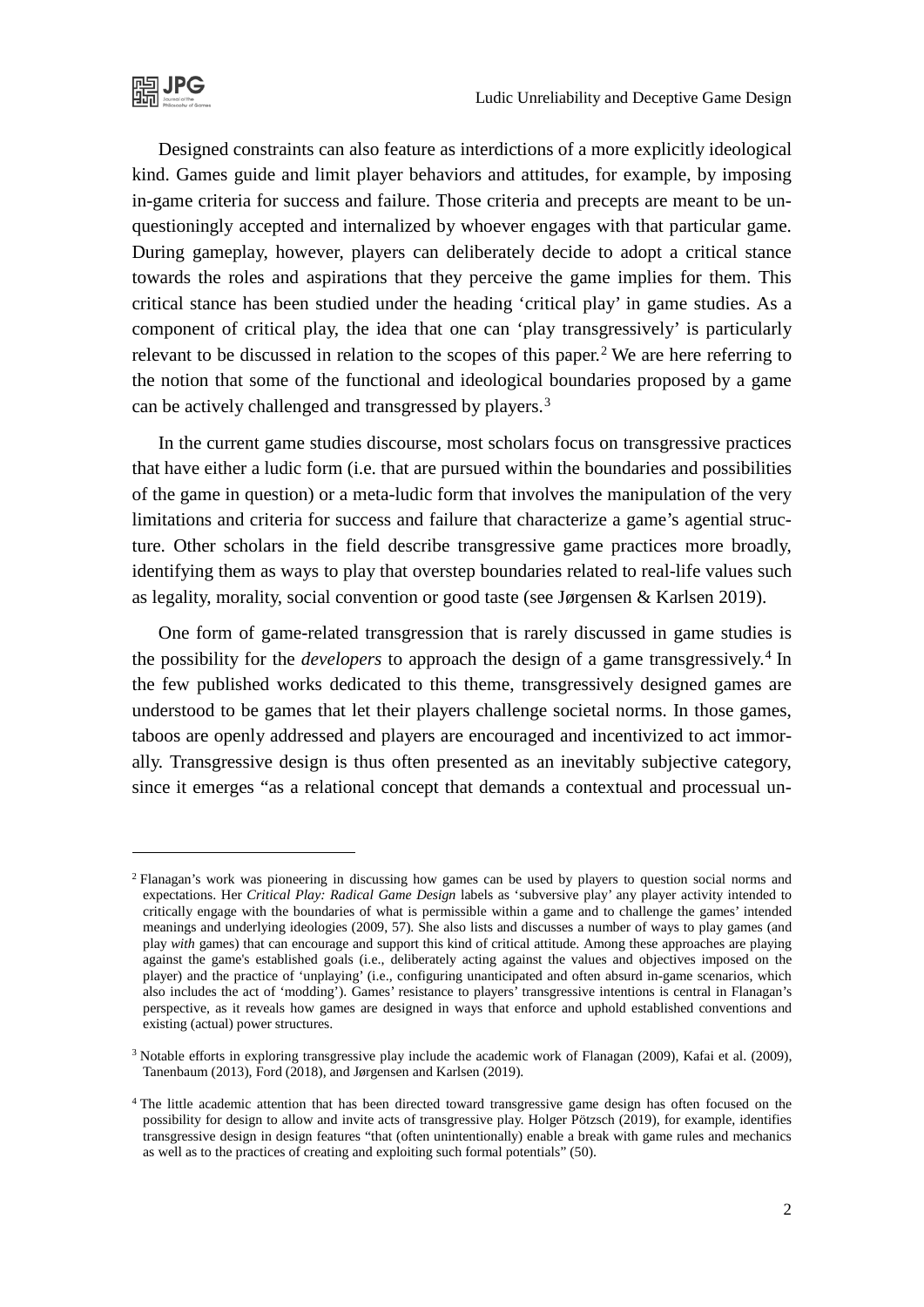Designed constraints can also feature as interdictions of a more explicitly ideological kind. Games guide and limit player behaviors and attitudes, for example, by imposing in-game criteria for success and failure. Those criteria and precepts are meant to be unquestioningly accepted and internalized by whoever engages with that particular game. During gameplay, however, players can deliberately decide to adopt a critical stance towards the roles and aspirations that they perceive the game implies for them. This critical stance has been studied under the heading 'critical play' in game studies. As a component of critical play, the idea that one can 'play transgressively' is particularly relevant to be discussed in relation to the scopes of this paper.[2] We are here referring to the notion that some of the functional and ideological boundaries proposed by a game can be actively challenged and transgressed by players.[3]

In the current game studies discourse, most scholars focus on transgressive practices that have either a ludic form (i.e. that are pursued within the boundaries and possibilities of the game in question) or a meta-ludic form that involves the manipulation of the very limitations and criteria for success and failure that characterize a game's agential structure. Other scholars in the field describe transgressive game practices more broadly, identifying them as ways to play that overstep boundaries related to real-life values such as legality, morality, social convention or good taste (see Jørgensen & Karlsen 2019).

One form of game-related transgression that is rarely discussed in game studies is the possibility for the *developers* to approach the design of a game transgressively.[4] In the few published works dedicated to this theme, transgressively designed games are understood to be games that let their players challenge societal norms. In those games, taboos are openly addressed and players are encouraged and incentivized to act immorally. Transgressive design is thus often presented as an inevitably subjective category, since it emerges "as a relational concept that demands a contextual and processual un-

---

[2] Flanagan's work was pioneering in discussing how games can be used by players to question social norms and expectations. Her *Critical Play: Radical Game Design* labels as 'subversive play' any player activity intended to critically engage with the boundaries of what is permissible within a game and to challenge the games' intended meanings and underlying ideologies (2009, 57). She also lists and discusses a number of ways to play games (and play *with* games) that can encourage and support this kind of critical attitude. Among these approaches are playing against the game's established goals (i.e., deliberately acting against the values and objectives imposed on the player) and the practice of 'unplaying' (i.e., configuring unanticipated and often absurd in-game scenarios, which also includes the act of 'modding'). Games' resistance to players' transgressive intentions is central in Flanagan's perspective, as it reveals how games are designed in ways that enforce and uphold established conventions and existing (actual) power structures.

[3] Notable efforts in exploring transgressive play include the academic work of Flanagan (2009), Kafai et al. (2009), Tanenbaum (2013), Ford (2018), and Jørgensen and Karlsen (2019).

[4] The little academic attention that has been directed toward transgressive game design has often focused on the possibility for design to allow and invite acts of transgressive play. Holger Pötzsch (2019), for example, identifies transgressive design in design features "that (often unintentionally) enable a break with game rules and mechanics as well as to the practices of creating and exploiting such formal potentials" (50).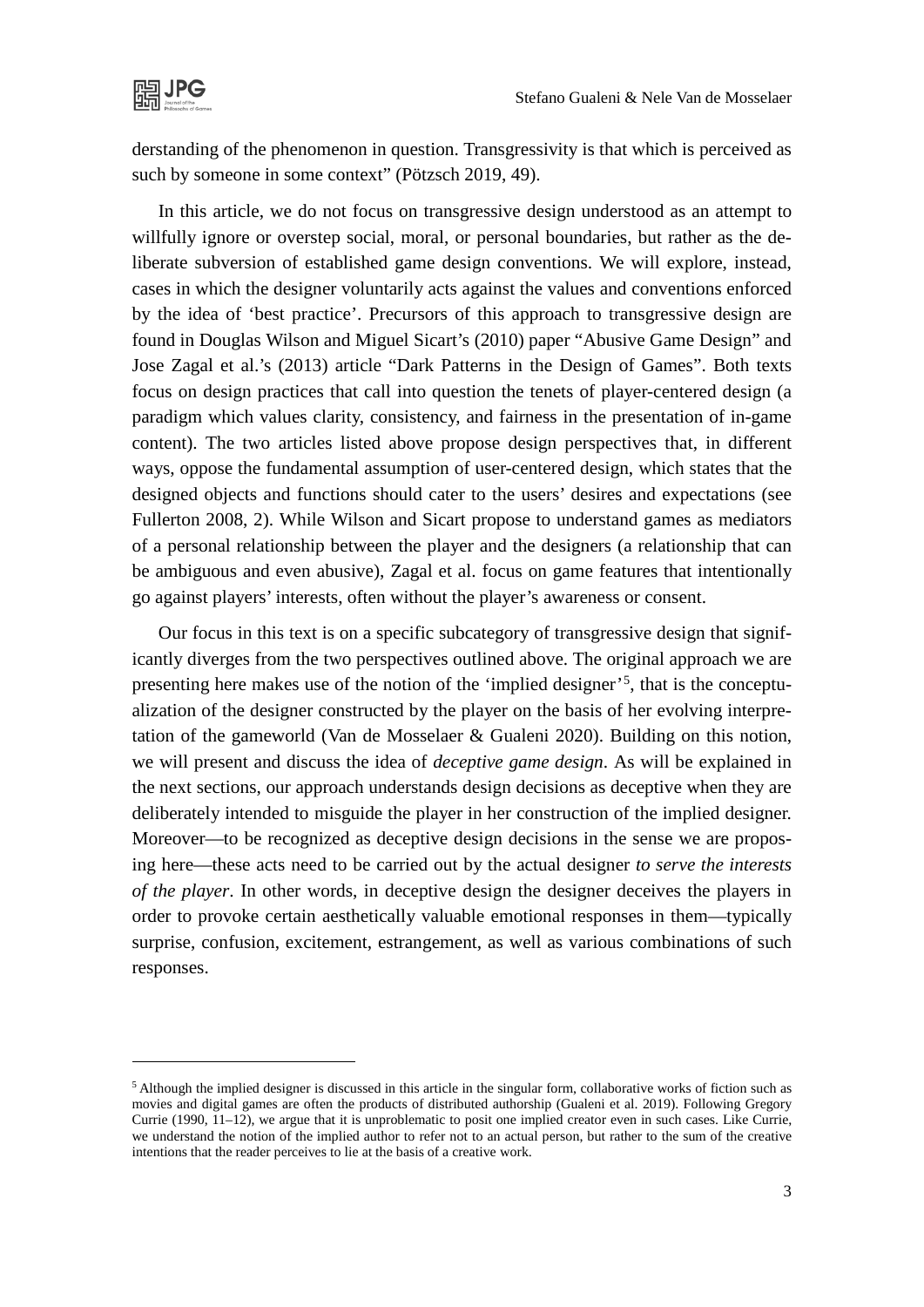derstanding of the phenomenon in question. Transgressivity is that which is perceived as such by someone in some context" (Pötzsch 2019, 49).

In this article, we do not focus on transgressive design understood as an attempt to willfully ignore or overstep social, moral, or personal boundaries, but rather as the deliberate subversion of established game design conventions. We will explore, instead, cases in which the designer voluntarily acts against the values and conventions enforced by the idea of 'best practice'. Precursors of this approach to transgressive design are found in Douglas Wilson and Miguel Sicart's (2010) paper "Abusive Game Design" and Jose Zagal et al.'s (2013) article "Dark Patterns in the Design of Games". Both texts focus on design practices that call into question the tenets of player-centered design (a paradigm which values clarity, consistency, and fairness in the presentation of in-game content). The two articles listed above propose design perspectives that, in different ways, oppose the fundamental assumption of user-centered design, which states that the designed objects and functions should cater to the users' desires and expectations (see Fullerton 2008, 2). While Wilson and Sicart propose to understand games as mediators of a personal relationship between the player and the designers (a relationship that can be ambiguous and even abusive), Zagal et al. focus on game features that intentionally go against players' interests, often without the player's awareness or consent.

Our focus in this text is on a specific subcategory of transgressive design that significantly diverges from the two perspectives outlined above. The original approach we are presenting here makes use of the notion of the 'implied designer'[5], that is the conceptualization of the designer constructed by the player on the basis of her evolving interpretation of the gameworld (Van de Mosselaer & Gualeni 2020). Building on this notion, we will present and discuss the idea of *deceptive game design*. As will be explained in the next sections, our approach understands design decisions as deceptive when they are deliberately intended to misguide the player in her construction of the implied designer. Moreover—to be recognized as deceptive design decisions in the sense we are proposing here—these acts need to be carried out by the actual designer *to serve the interests of the player*. In other words, in deceptive design the designer deceives the players in order to provoke certain aesthetically valuable emotional responses in them—typically surprise, confusion, excitement, estrangement, as well as various combinations of such responses.

[5] Although the implied designer is discussed in this article in the singular form, collaborative works of fiction such as movies and digital games are often the products of distributed authorship (Gualeni et al. 2019). Following Gregory Currie (1990, 11–12), we argue that it is unproblematic to posit one implied creator even in such cases. Like Currie, we understand the notion of the implied author to refer not to an actual person, but rather to the sum of the creative intentions that the reader perceives to lie at the basis of a creative work.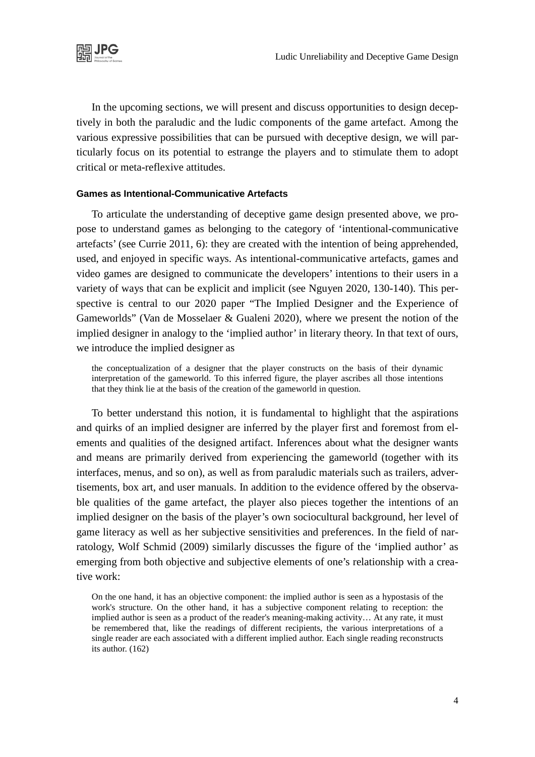In the upcoming sections, we will present and discuss opportunities to design deceptively in both the paraludic and the ludic components of the game artefact. Among the various expressive possibilities that can be pursued with deceptive design, we will particularly focus on its potential to estrange the players and to stimulate them to adopt critical or meta-reflexive attitudes.

### Games as Intentional-Communicative Artefacts

To articulate the understanding of deceptive game design presented above, we propose to understand games as belonging to the category of 'intentional-communicative artefacts' (see Currie 2011, 6): they are created with the intention of being apprehended, used, and enjoyed in specific ways. As intentional-communicative artefacts, games and video games are designed to communicate the developers' intentions to their users in a variety of ways that can be explicit and implicit (see Nguyen 2020, 130-140). This perspective is central to our 2020 paper "The Implied Designer and the Experience of Gameworlds" (Van de Mosselaer & Gualeni 2020), where we present the notion of the implied designer in analogy to the 'implied author' in literary theory. In that text of ours, we introduce the implied designer as

> the conceptualization of a designer that the player constructs on the basis of their dynamic interpretation of the gameworld. To this inferred figure, the player ascribes all those intentions that they think lie at the basis of the creation of the gameworld in question.

To better understand this notion, it is fundamental to highlight that the aspirations and quirks of an implied designer are inferred by the player first and foremost from elements and qualities of the designed artifact. Inferences about what the designer wants and means are primarily derived from experiencing the gameworld (together with its interfaces, menus, and so on), as well as from paraludic materials such as trailers, advertisements, box art, and user manuals. In addition to the evidence offered by the observable qualities of the game artefact, the player also pieces together the intentions of an implied designer on the basis of the player's own sociocultural background, her level of game literacy as well as her subjective sensitivities and preferences. In the field of narratology, Wolf Schmid (2009) similarly discusses the figure of the 'implied author' as emerging from both objective and subjective elements of one's relationship with a creative work:

> On the one hand, it has an objective component: the implied author is seen as a hypostasis of the work's structure. On the other hand, it has a subjective component relating to reception: the implied author is seen as a product of the reader's meaning-making activity… At any rate, it must be remembered that, like the readings of different recipients, the various interpretations of a single reader are each associated with a different implied author. Each single reading reconstructs its author. (162)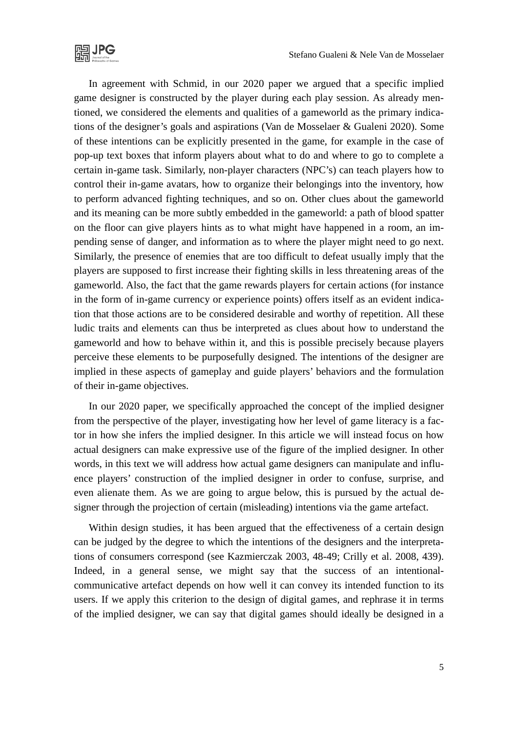In agreement with Schmid, in our 2020 paper we argued that a specific implied game designer is constructed by the player during each play session. As already mentioned, we considered the elements and qualities of a gameworld as the primary indications of the designer's goals and aspirations (Van de Mosselaer & Gualeni 2020). Some of these intentions can be explicitly presented in the game, for example in the case of pop-up text boxes that inform players about what to do and where to go to complete a certain in-game task. Similarly, non-player characters (NPC's) can teach players how to control their in-game avatars, how to organize their belongings into the inventory, how to perform advanced fighting techniques, and so on. Other clues about the gameworld and its meaning can be more subtly embedded in the gameworld: a path of blood spatter on the floor can give players hints as to what might have happened in a room, an impending sense of danger, and information as to where the player might need to go next. Similarly, the presence of enemies that are too difficult to defeat usually imply that the players are supposed to first increase their fighting skills in less threatening areas of the gameworld. Also, the fact that the game rewards players for certain actions (for instance in the form of in-game currency or experience points) offers itself as an evident indication that those actions are to be considered desirable and worthy of repetition. All these ludic traits and elements can thus be interpreted as clues about how to understand the gameworld and how to behave within it, and this is possible precisely because players perceive these elements to be purposefully designed. The intentions of the designer are implied in these aspects of gameplay and guide players' behaviors and the formulation of their in-game objectives.

In our 2020 paper, we specifically approached the concept of the implied designer from the perspective of the player, investigating how her level of game literacy is a factor in how she infers the implied designer. In this article we will instead focus on how actual designers can make expressive use of the figure of the implied designer. In other words, in this text we will address how actual game designers can manipulate and influence players' construction of the implied designer in order to confuse, surprise, and even alienate them. As we are going to argue below, this is pursued by the actual designer through the projection of certain (misleading) intentions via the game artefact.

Within design studies, it has been argued that the effectiveness of a certain design can be judged by the degree to which the intentions of the designers and the interpretations of consumers correspond (see Kazmierczak 2003, 48-49; Crilly et al. 2008, 439). Indeed, in a general sense, we might say that the success of an intentional-communicative artefact depends on how well it can convey its intended function to its users. If we apply this criterion to the design of digital games, and rephrase it in terms of the implied designer, we can say that digital games should ideally be designed in a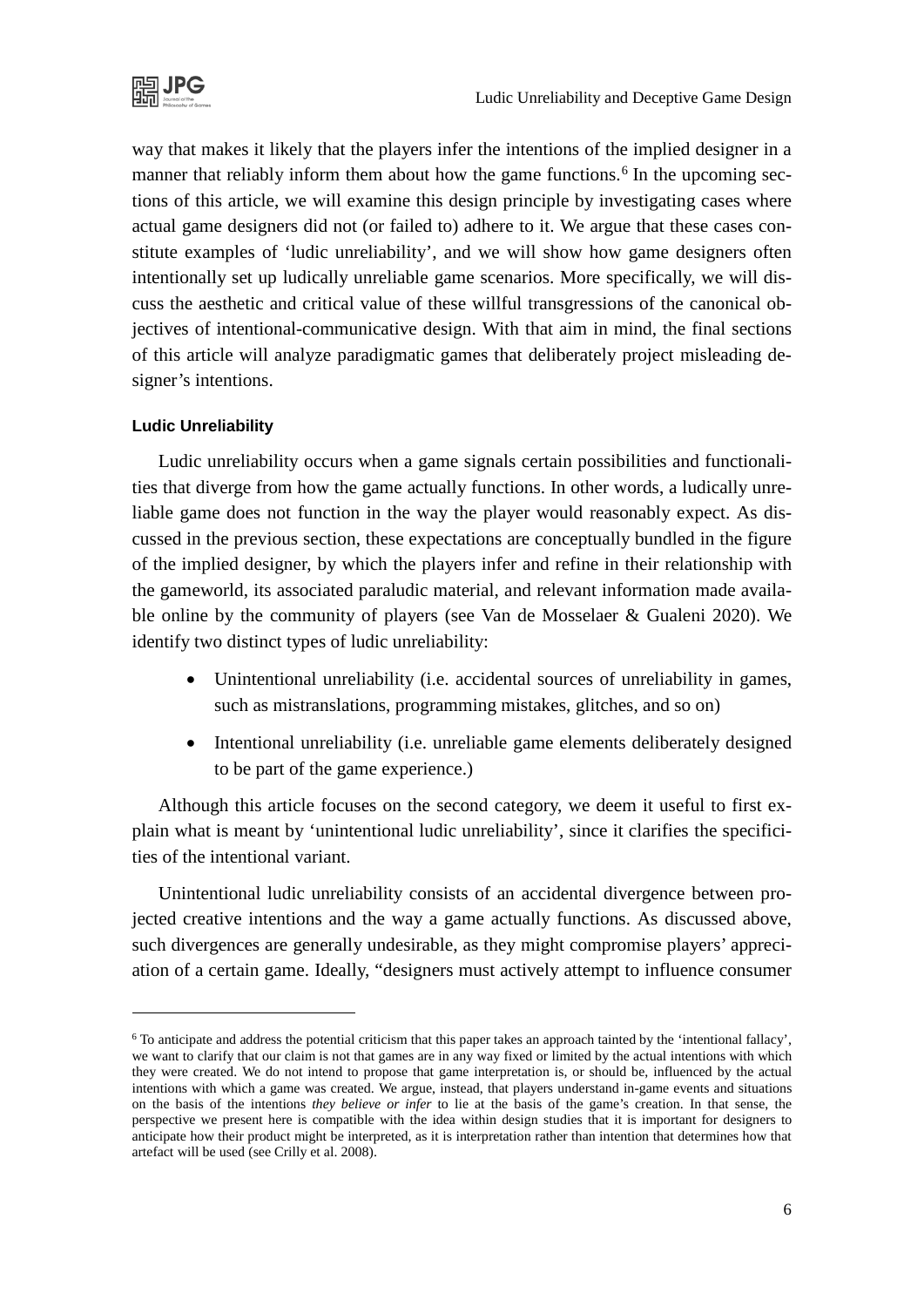way that makes it likely that the players infer the intentions of the implied designer in a manner that reliably inform them about how the game functions.[6] In the upcoming sections of this article, we will examine this design principle by investigating cases where actual game designers did not (or failed to) adhere to it. We argue that these cases constitute examples of 'ludic unreliability', and we will show how game designers often intentionally set up ludically unreliable game scenarios. More specifically, we will discuss the aesthetic and critical value of these willful transgressions of the canonical objectives of intentional-communicative design. With that aim in mind, the final sections of this article will analyze paradigmatic games that deliberately project misleading designer's intentions.

### Ludic Unreliability

Ludic unreliability occurs when a game signals certain possibilities and functionalities that diverge from how the game actually functions. In other words, a ludically unreliable game does not function in the way the player would reasonably expect. As discussed in the previous section, these expectations are conceptually bundled in the figure of the implied designer, by which the players infer and refine in their relationship with the gameworld, its associated paraludic material, and relevant information made available online by the community of players (see Van de Mosselaer & Gualeni 2020). We identify two distinct types of ludic unreliability:

- Unintentional unreliability (i.e. accidental sources of unreliability in games, such as mistranslations, programming mistakes, glitches, and so on)
- Intentional unreliability (i.e. unreliable game elements deliberately designed to be part of the game experience.)

Although this article focuses on the second category, we deem it useful to first explain what is meant by 'unintentional ludic unreliability', since it clarifies the specificities of the intentional variant.

Unintentional ludic unreliability consists of an accidental divergence between projected creative intentions and the way a game actually functions. As discussed above, such divergences are generally undesirable, as they might compromise players' appreciation of a certain game. Ideally, "designers must actively attempt to influence consumer

---

[6] To anticipate and address the potential criticism that this paper takes an approach tainted by the 'intentional fallacy', we want to clarify that our claim is not that games are in any way fixed or limited by the actual intentions with which they were created. We do not intend to propose that game interpretation is, or should be, influenced by the actual intentions with which a game was created. We argue, instead, that players understand in-game events and situations on the basis of the intentions *they believe or infer* to lie at the basis of the game's creation. In that sense, the perspective we present here is compatible with the idea within design studies that it is important for designers to anticipate how their product might be interpreted, as it is interpretation rather than intention that determines how that artefact will be used (see Crilly et al. 2008).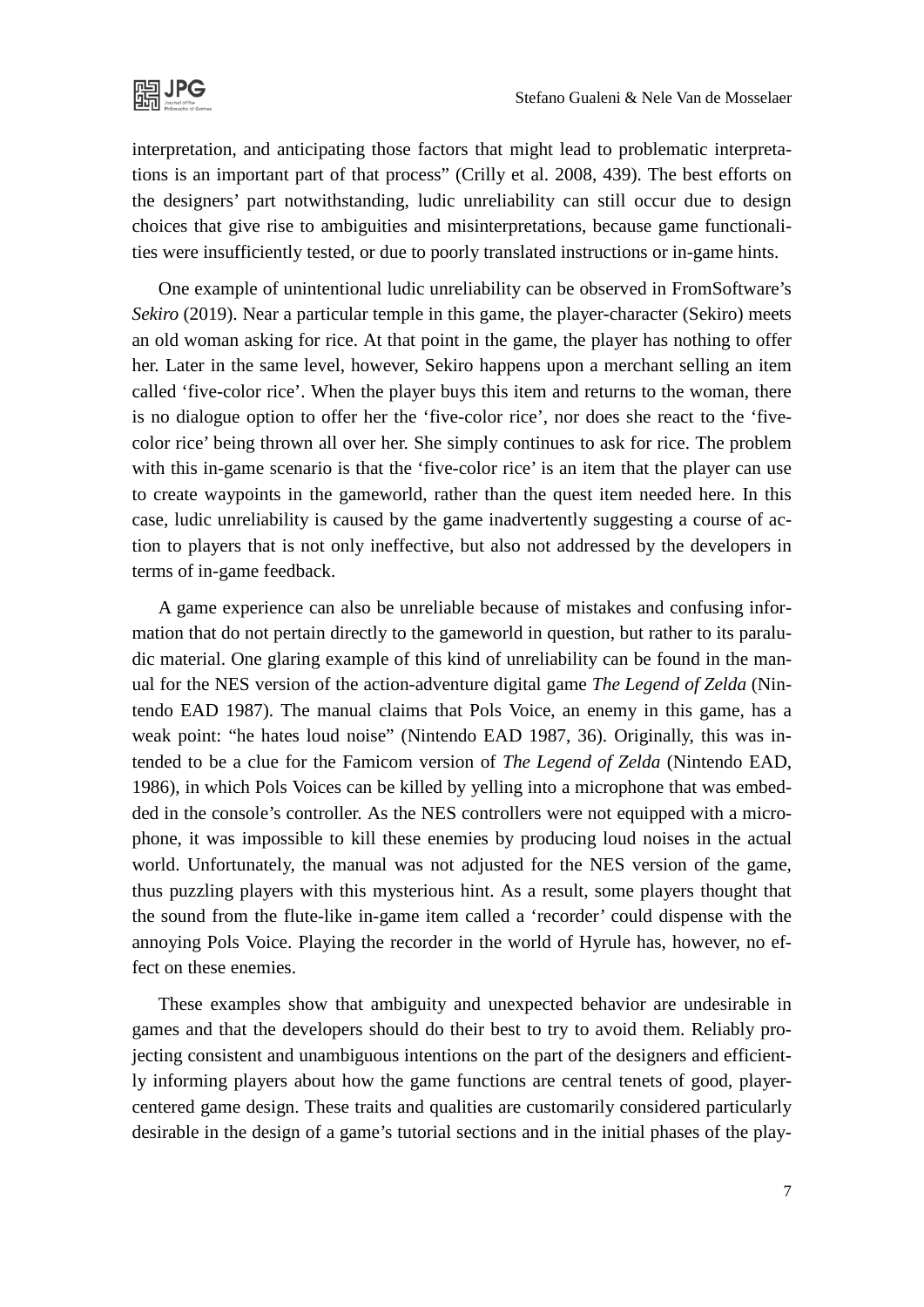interpretation, and anticipating those factors that might lead to problematic interpretations is an important part of that process" (Crilly et al. 2008, 439). The best efforts on the designers' part notwithstanding, ludic unreliability can still occur due to design choices that give rise to ambiguities and misinterpretations, because game functionalities were insufficiently tested, or due to poorly translated instructions or in-game hints.

One example of unintentional ludic unreliability can be observed in FromSoftware's *Sekiro* (2019). Near a particular temple in this game, the player-character (Sekiro) meets an old woman asking for rice. At that point in the game, the player has nothing to offer her. Later in the same level, however, Sekiro happens upon a merchant selling an item called 'five-color rice'. When the player buys this item and returns to the woman, there is no dialogue option to offer her the 'five-color rice', nor does she react to the 'five-color rice' being thrown all over her. She simply continues to ask for rice. The problem with this in-game scenario is that the 'five-color rice' is an item that the player can use to create waypoints in the gameworld, rather than the quest item needed here. In this case, ludic unreliability is caused by the game inadvertently suggesting a course of action to players that is not only ineffective, but also not addressed by the developers in terms of in-game feedback.

A game experience can also be unreliable because of mistakes and confusing information that do not pertain directly to the gameworld in question, but rather to its paraludic material. One glaring example of this kind of unreliability can be found in the manual for the NES version of the action-adventure digital game *The Legend of Zelda* (Nintendo EAD 1987). The manual claims that Pols Voice, an enemy in this game, has a weak point: "he hates loud noise" (Nintendo EAD 1987, 36). Originally, this was intended to be a clue for the Famicom version of *The Legend of Zelda* (Nintendo EAD, 1986), in which Pols Voices can be killed by yelling into a microphone that was embedded in the console's controller. As the NES controllers were not equipped with a microphone, it was impossible to kill these enemies by producing loud noises in the actual world. Unfortunately, the manual was not adjusted for the NES version of the game, thus puzzling players with this mysterious hint. As a result, some players thought that the sound from the flute-like in-game item called a 'recorder' could dispense with the annoying Pols Voice. Playing the recorder in the world of Hyrule has, however, no effect on these enemies.

These examples show that ambiguity and unexpected behavior are undesirable in games and that the developers should do their best to try to avoid them. Reliably projecting consistent and unambiguous intentions on the part of the designers and efficiently informing players about how the game functions are central tenets of good, player-centered game design. These traits and qualities are customarily considered particularly desirable in the design of a game's tutorial sections and in the initial phases of the play-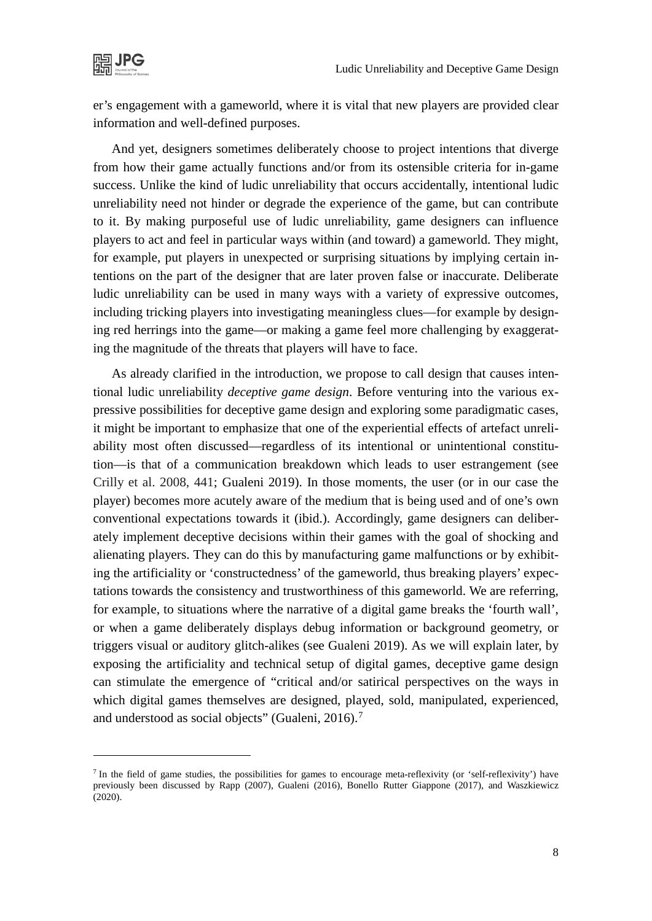er's engagement with a gameworld, where it is vital that new players are provided clear information and well-defined purposes.

And yet, designers sometimes deliberately choose to project intentions that diverge from how their game actually functions and/or from its ostensible criteria for in-game success. Unlike the kind of ludic unreliability that occurs accidentally, intentional ludic unreliability need not hinder or degrade the experience of the game, but can contribute to it. By making purposeful use of ludic unreliability, game designers can influence players to act and feel in particular ways within (and toward) a gameworld. They might, for example, put players in unexpected or surprising situations by implying certain intentions on the part of the designer that are later proven false or inaccurate. Deliberate ludic unreliability can be used in many ways with a variety of expressive outcomes, including tricking players into investigating meaningless clues—for example by designing red herrings into the game—or making a game feel more challenging by exaggerating the magnitude of the threats that players will have to face.

As already clarified in the introduction, we propose to call design that causes intentional ludic unreliability *deceptive game design*. Before venturing into the various expressive possibilities for deceptive game design and exploring some paradigmatic cases, it might be important to emphasize that one of the experiential effects of artefact unreliability most often discussed—regardless of its intentional or unintentional constitution—is that of a communication breakdown which leads to user estrangement (see Crilly et al. 2008, 441; Gualeni 2019). In those moments, the user (or in our case the player) becomes more acutely aware of the medium that is being used and of one's own conventional expectations towards it (ibid.). Accordingly, game designers can deliberately implement deceptive decisions within their games with the goal of shocking and alienating players. They can do this by manufacturing game malfunctions or by exhibiting the artificiality or 'constructedness' of the gameworld, thus breaking players' expectations towards the consistency and trustworthiness of this gameworld. We are referring, for example, to situations where the narrative of a digital game breaks the 'fourth wall', or when a game deliberately displays debug information or background geometry, or triggers visual or auditory glitch-alikes (see Gualeni 2019). As we will explain later, by exposing the artificiality and technical setup of digital games, deceptive game design can stimulate the emergence of "critical and/or satirical perspectives on the ways in which digital games themselves are designed, played, sold, manipulated, experienced, and understood as social objects" (Gualeni, 2016).[7]

[7] In the field of game studies, the possibilities for games to encourage meta-reflexivity (or 'self-reflexivity') have previously been discussed by Rapp (2007), Gualeni (2016), Bonello Rutter Giappone (2017), and Waszkiewicz (2020).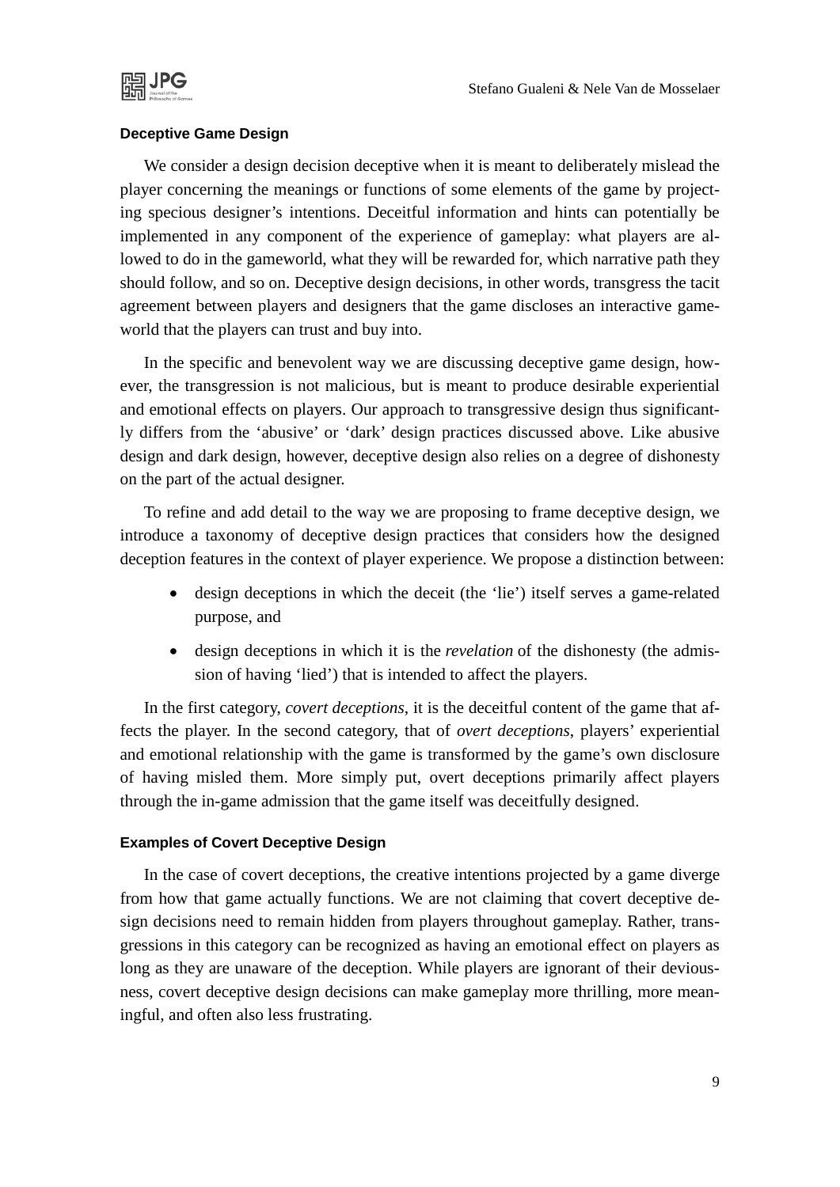### Deceptive Game Design

We consider a design decision deceptive when it is meant to deliberately mislead the player concerning the meanings or functions of some elements of the game by projecting specious designer's intentions. Deceitful information and hints can potentially be implemented in any component of the experience of gameplay: what players are allowed to do in the gameworld, what they will be rewarded for, which narrative path they should follow, and so on. Deceptive design decisions, in other words, transgress the tacit agreement between players and designers that the game discloses an interactive gameworld that the players can trust and buy into.

In the specific and benevolent way we are discussing deceptive game design, however, the transgression is not malicious, but is meant to produce desirable experiential and emotional effects on players. Our approach to transgressive design thus significantly differs from the 'abusive' or 'dark' design practices discussed above. Like abusive design and dark design, however, deceptive design also relies on a degree of dishonesty on the part of the actual designer.

To refine and add detail to the way we are proposing to frame deceptive design, we introduce a taxonomy of deceptive design practices that considers how the designed deception features in the context of player experience. We propose a distinction between:

- design deceptions in which the deceit (the 'lie') itself serves a game-related purpose, and
- design deceptions in which it is the *revelation* of the dishonesty (the admission of having 'lied') that is intended to affect the players.

In the first category, *covert deceptions*, it is the deceitful content of the game that affects the player. In the second category, that of *overt deceptions*, players' experiential and emotional relationship with the game is transformed by the game's own disclosure of having misled them. More simply put, overt deceptions primarily affect players through the in-game admission that the game itself was deceitfully designed.

### Examples of Covert Deceptive Design

In the case of covert deceptions, the creative intentions projected by a game diverge from how that game actually functions. We are not claiming that covert deceptive design decisions need to remain hidden from players throughout gameplay. Rather, transgressions in this category can be recognized as having an emotional effect on players as long as they are unaware of the deception. While players are ignorant of their deviousness, covert deceptive design decisions can make gameplay more thrilling, more meaningful, and often also less frustrating.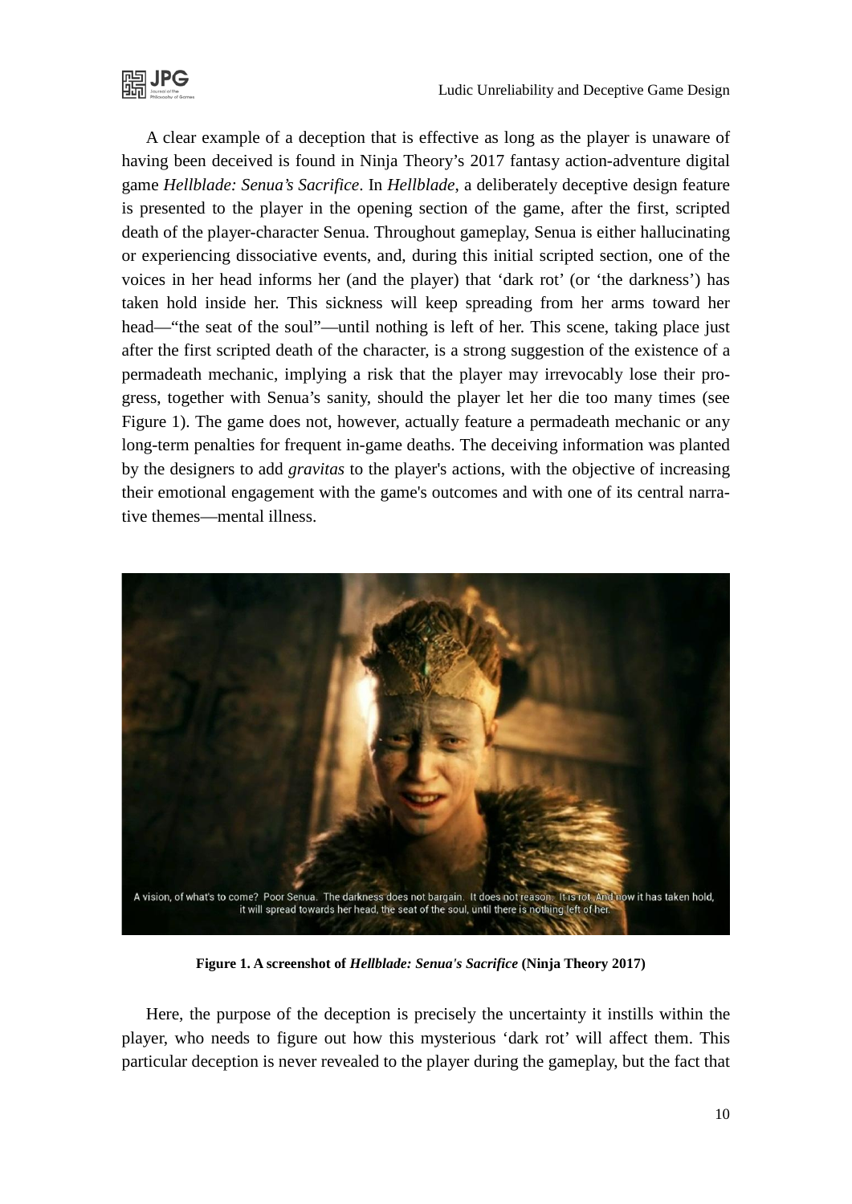A clear example of a deception that is effective as long as the player is unaware of having been deceived is found in Ninja Theory's 2017 fantasy action-adventure digital game *Hellblade: Senua's Sacrifice*. In *Hellblade*, a deliberately deceptive design feature is presented to the player in the opening section of the game, after the first, scripted death of the player-character Senua. Throughout gameplay, Senua is either hallucinating or experiencing dissociative events, and, during this initial scripted section, one of the voices in her head informs her (and the player) that 'dark rot' (or 'the darkness') has taken hold inside her. This sickness will keep spreading from her arms toward her head—"the seat of the soul"—until nothing is left of her. This scene, taking place just after the first scripted death of the character, is a strong suggestion of the existence of a permadeath mechanic, implying a risk that the player may irrevocably lose their progress, together with Senua's sanity, should the player let her die too many times (see Figure 1). The game does not, however, actually feature a permadeath mechanic or any long-term penalties for frequent in-game deaths. The deceiving information was planted by the designers to add *gravitas* to the player's actions, with the objective of increasing their emotional engagement with the game's outcomes and with one of its central narrative themes—mental illness.

**Figure 1. A screenshot of *Hellblade: Senua's Sacrifice* (Ninja Theory 2017)**

Here, the purpose of the deception is precisely the uncertainty it instills within the player, who needs to figure out how this mysterious 'dark rot' will affect them. This particular deception is never revealed to the player during the gameplay, but the fact that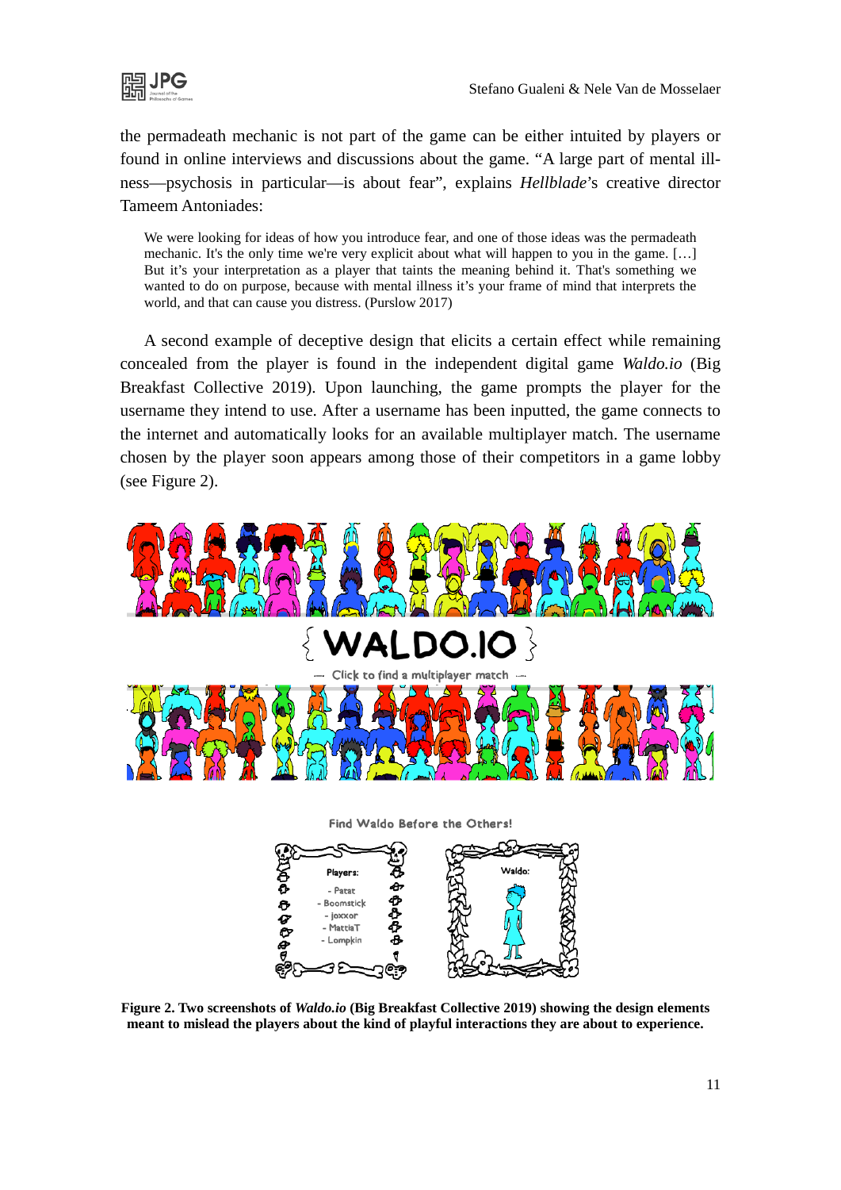the permadeath mechanic is not part of the game can be either intuited by players or found in online interviews and discussions about the game. "A large part of mental illness—psychosis in particular—is about fear", explains *Hellblade*'s creative director Tameem Antoniades:

> We were looking for ideas of how you introduce fear, and one of those ideas was the permadeath mechanic. It's the only time we're very explicit about what will happen to you in the game. […] But it's your interpretation as a player that taints the meaning behind it. That's something we wanted to do on purpose, because with mental illness it's your frame of mind that interprets the world, and that can cause you distress. (Purslow 2017)

A second example of deceptive design that elicits a certain effect while remaining concealed from the player is found in the independent digital game *Waldo.io* (Big Breakfast Collective 2019). Upon launching, the game prompts the player for the username they intend to use. After a username has been inputted, the game connects to the internet and automatically looks for an available multiplayer match. The username chosen by the player soon appears among those of their competitors in a game lobby (see Figure 2).

**Figure 2. Two screenshots of *Waldo.io* (Big Breakfast Collective 2019) showing the design elements meant to mislead the players about the kind of playful interactions they are about to experience.**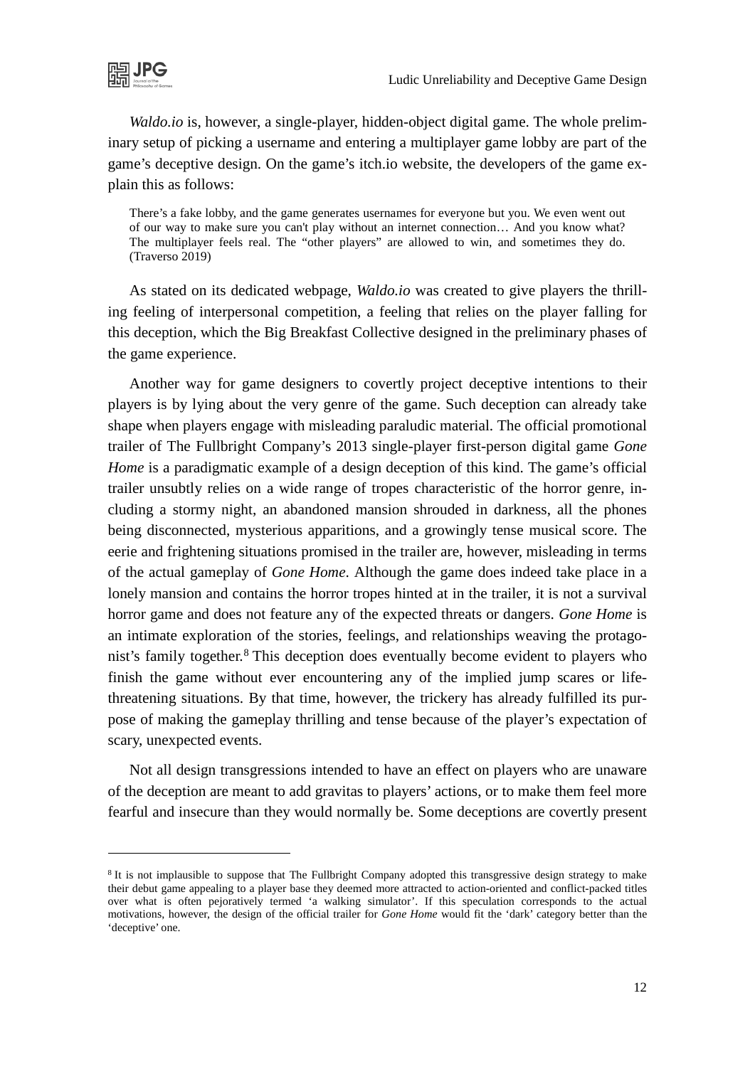*Waldo.io* is, however, a single-player, hidden-object digital game. The whole preliminary setup of picking a username and entering a multiplayer game lobby are part of the game's deceptive design. On the game's itch.io website, the developers of the game explain this as follows:

> There's a fake lobby, and the game generates usernames for everyone but you. We even went out of our way to make sure you can't play without an internet connection… And you know what? The multiplayer feels real. The "other players" are allowed to win, and sometimes they do. (Traverso 2019)

As stated on its dedicated webpage, *Waldo.io* was created to give players the thrilling feeling of interpersonal competition, a feeling that relies on the player falling for this deception, which the Big Breakfast Collective designed in the preliminary phases of the game experience.

Another way for game designers to covertly project deceptive intentions to their players is by lying about the very genre of the game. Such deception can already take shape when players engage with misleading paraludic material. The official promotional trailer of The Fullbright Company's 2013 single-player first-person digital game *Gone Home* is a paradigmatic example of a design deception of this kind. The game's official trailer unsubtly relies on a wide range of tropes characteristic of the horror genre, including a stormy night, an abandoned mansion shrouded in darkness, all the phones being disconnected, mysterious apparitions, and a growingly tense musical score. The eerie and frightening situations promised in the trailer are, however, misleading in terms of the actual gameplay of *Gone Home*. Although the game does indeed take place in a lonely mansion and contains the horror tropes hinted at in the trailer, it is not a survival horror game and does not feature any of the expected threats or dangers. *Gone Home* is an intimate exploration of the stories, feelings, and relationships weaving the protagonist's family together.[8] This deception does eventually become evident to players who finish the game without ever encountering any of the implied jump scares or life-threatening situations. By that time, however, the trickery has already fulfilled its purpose of making the gameplay thrilling and tense because of the player's expectation of scary, unexpected events.

Not all design transgressions intended to have an effect on players who are unaware of the deception are meant to add gravitas to players' actions, or to make them feel more fearful and insecure than they would normally be. Some deceptions are covertly present

[8] It is not implausible to suppose that The Fullbright Company adopted this transgressive design strategy to make their debut game appealing to a player base they deemed more attracted to action-oriented and conflict-packed titles over what is often pejoratively termed 'a walking simulator'. If this speculation corresponds to the actual motivations, however, the design of the official trailer for *Gone Home* would fit the 'dark' category better than the 'deceptive' one.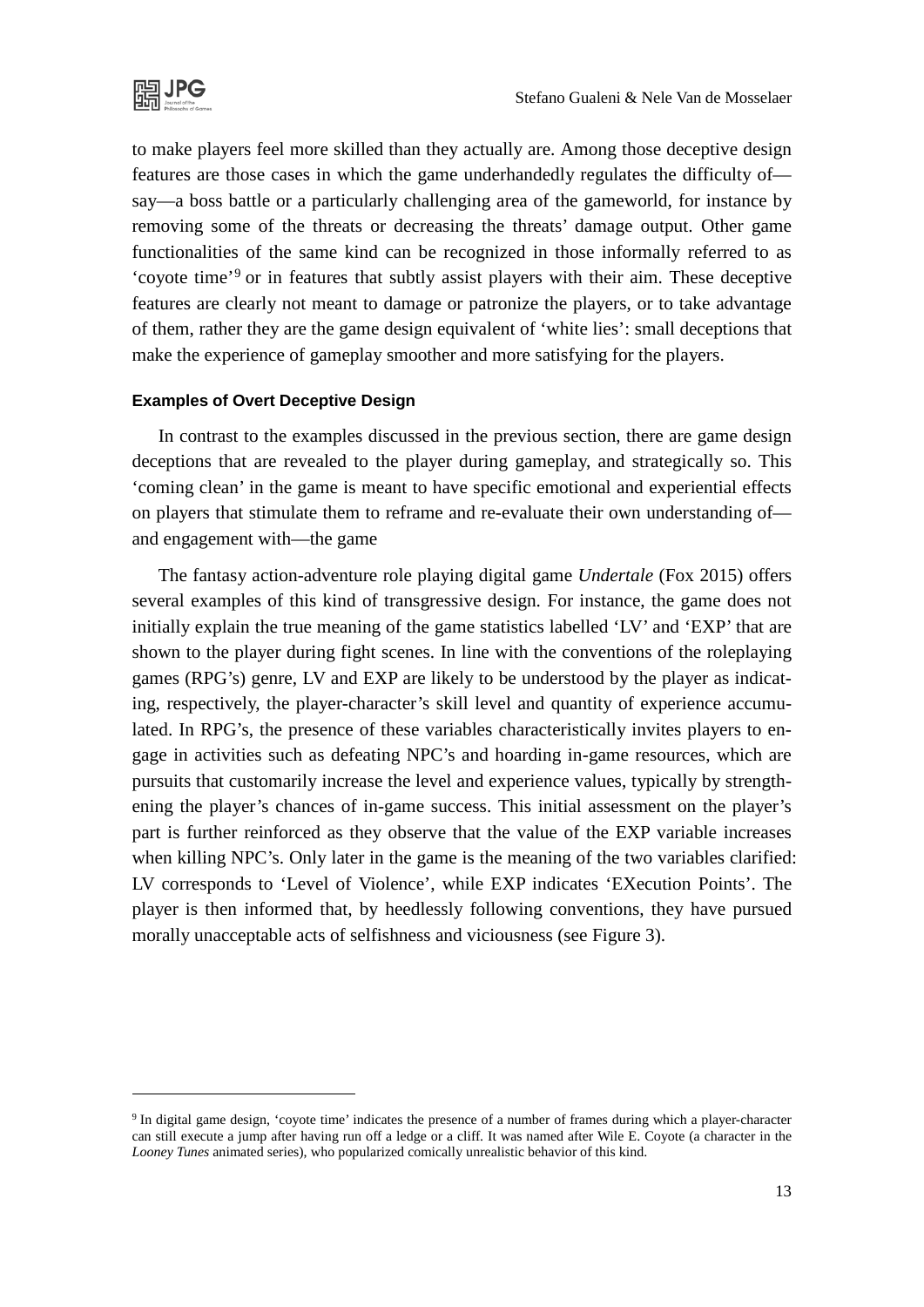to make players feel more skilled than they actually are. Among those deceptive design features are those cases in which the game underhandedly regulates the difficulty of—say—a boss battle or a particularly challenging area of the gameworld, for instance by removing some of the threats or decreasing the threats' damage output. Other game functionalities of the same kind can be recognized in those informally referred to as 'coyote time'[9] or in features that subtly assist players with their aim. These deceptive features are clearly not meant to damage or patronize the players, or to take advantage of them, rather they are the game design equivalent of 'white lies': small deceptions that make the experience of gameplay smoother and more satisfying for the players.

#### Examples of Overt Deceptive Design

In contrast to the examples discussed in the previous section, there are game design deceptions that are revealed to the player during gameplay, and strategically so. This 'coming clean' in the game is meant to have specific emotional and experiential effects on players that stimulate them to reframe and re-evaluate their own understanding of—and engagement with—the game

The fantasy action-adventure role playing digital game *Undertale* (Fox 2015) offers several examples of this kind of transgressive design. For instance, the game does not initially explain the true meaning of the game statistics labelled 'LV' and 'EXP' that are shown to the player during fight scenes. In line with the conventions of the roleplaying games (RPG's) genre, LV and EXP are likely to be understood by the player as indicating, respectively, the player-character's skill level and quantity of experience accumulated. In RPG's, the presence of these variables characteristically invites players to engage in activities such as defeating NPC's and hoarding in-game resources, which are pursuits that customarily increase the level and experience values, typically by strengthening the player's chances of in-game success. This initial assessment on the player's part is further reinforced as they observe that the value of the EXP variable increases when killing NPC's. Only later in the game is the meaning of the two variables clarified: LV corresponds to 'Level of Violence', while EXP indicates 'EXecution Points'. The player is then informed that, by heedlessly following conventions, they have pursued morally unacceptable acts of selfishness and viciousness (see Figure 3).

---

[9] In digital game design, 'coyote time' indicates the presence of a number of frames during which a player-character can still execute a jump after having run off a ledge or a cliff. It was named after Wile E. Coyote (a character in the *Looney Tunes* animated series), who popularized comically unrealistic behavior of this kind.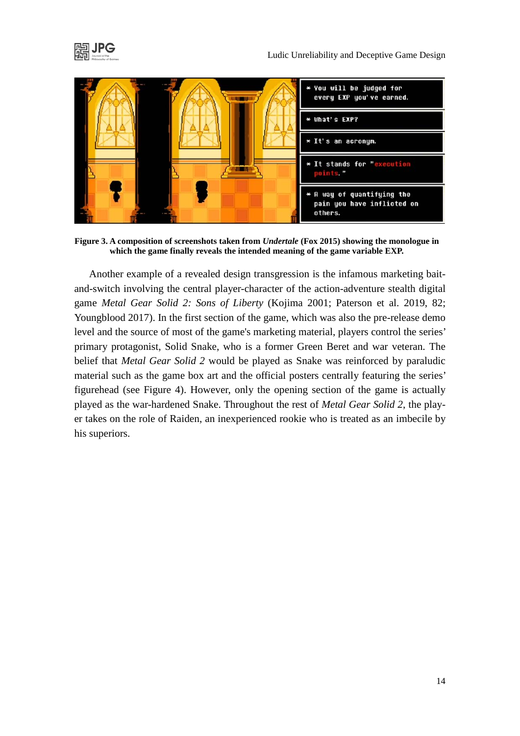**Figure 3. A composition of screenshots taken from *Undertale* (Fox 2015) showing the monologue in which the game finally reveals the intended meaning of the game variable EXP.**

Another example of a revealed design transgression is the infamous marketing bait-and-switch involving the central player-character of the action-adventure stealth digital game *Metal Gear Solid 2: Sons of Liberty* (Kojima 2001; Paterson et al. 2019, 82; Youngblood 2017). In the first section of the game, which was also the pre-release demo level and the source of most of the game's marketing material, players control the series' primary protagonist, Solid Snake, who is a former Green Beret and war veteran. The belief that *Metal Gear Solid 2* would be played as Snake was reinforced by paraludic material such as the game box art and the official posters centrally featuring the series' figurehead (see Figure 4). However, only the opening section of the game is actually played as the war-hardened Snake. Throughout the rest of *Metal Gear Solid 2*, the player takes on the role of Raiden, an inexperienced rookie who is treated as an imbecile by his superiors.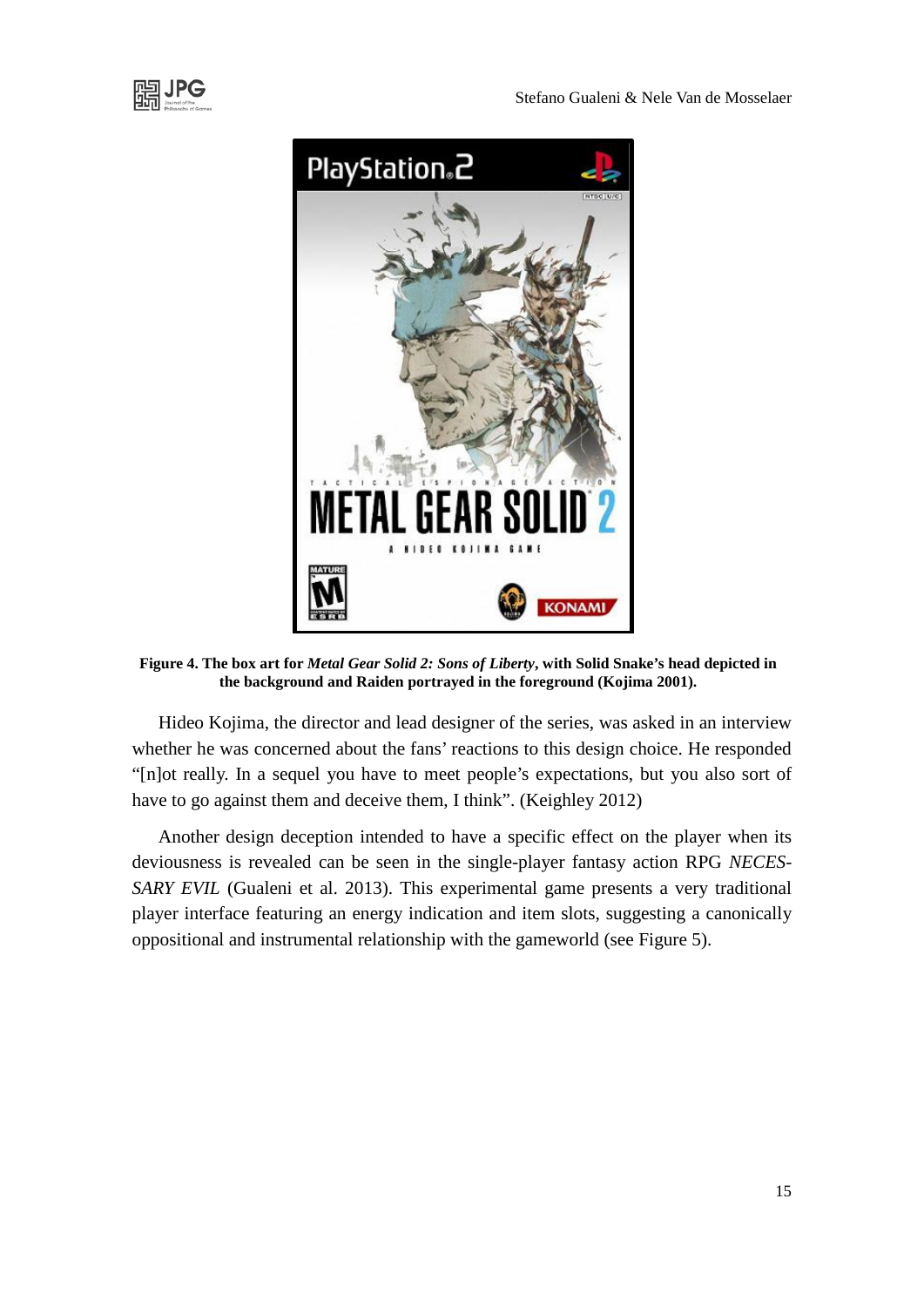**Figure 4. The box art for *Metal Gear Solid 2: Sons of Liberty*, with Solid Snake's head depicted in the background and Raiden portrayed in the foreground (Kojima 2001).**

Hideo Kojima, the director and lead designer of the series, was asked in an interview whether he was concerned about the fans' reactions to this design choice. He responded "[n]ot really. In a sequel you have to meet people's expectations, but you also sort of have to go against them and deceive them, I think". (Keighley 2012)

Another design deception intended to have a specific effect on the player when its deviousness is revealed can be seen in the single-player fantasy action RPG *NECESSARY EVIL* (Gualeni et al. 2013). This experimental game presents a very traditional player interface featuring an energy indication and item slots, suggesting a canonically oppositional and instrumental relationship with the gameworld (see Figure 5).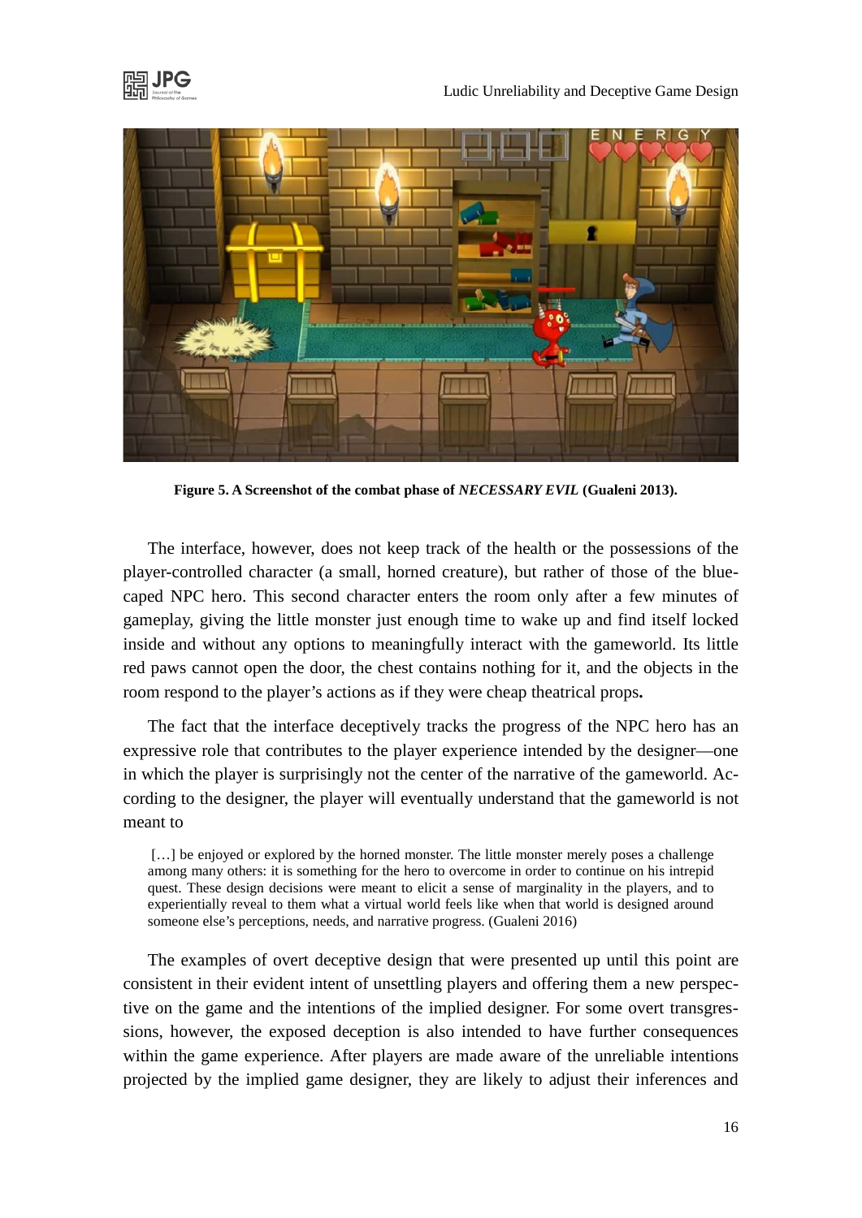**Figure 5. A Screenshot of the combat phase of *NECESSARY EVIL* (Gualeni 2013).**

The interface, however, does not keep track of the health or the possessions of the player-controlled character (a small, horned creature), but rather of those of the blue-caped NPC hero. This second character enters the room only after a few minutes of gameplay, giving the little monster just enough time to wake up and find itself locked inside and without any options to meaningfully interact with the gameworld. Its little red paws cannot open the door, the chest contains nothing for it, and the objects in the room respond to the player's actions as if they were cheap theatrical props**.**

The fact that the interface deceptively tracks the progress of the NPC hero has an expressive role that contributes to the player experience intended by the designer—one in which the player is surprisingly not the center of the narrative of the gameworld. According to the designer, the player will eventually understand that the gameworld is not meant to

> […] be enjoyed or explored by the horned monster. The little monster merely poses a challenge among many others: it is something for the hero to overcome in order to continue on his intrepid quest. These design decisions were meant to elicit a sense of marginality in the players, and to experientially reveal to them what a virtual world feels like when that world is designed around someone else's perceptions, needs, and narrative progress. (Gualeni 2016)

The examples of overt deceptive design that were presented up until this point are consistent in their evident intent of unsettling players and offering them a new perspective on the game and the intentions of the implied designer. For some overt transgressions, however, the exposed deception is also intended to have further consequences within the game experience. After players are made aware of the unreliable intentions projected by the implied game designer, they are likely to adjust their inferences and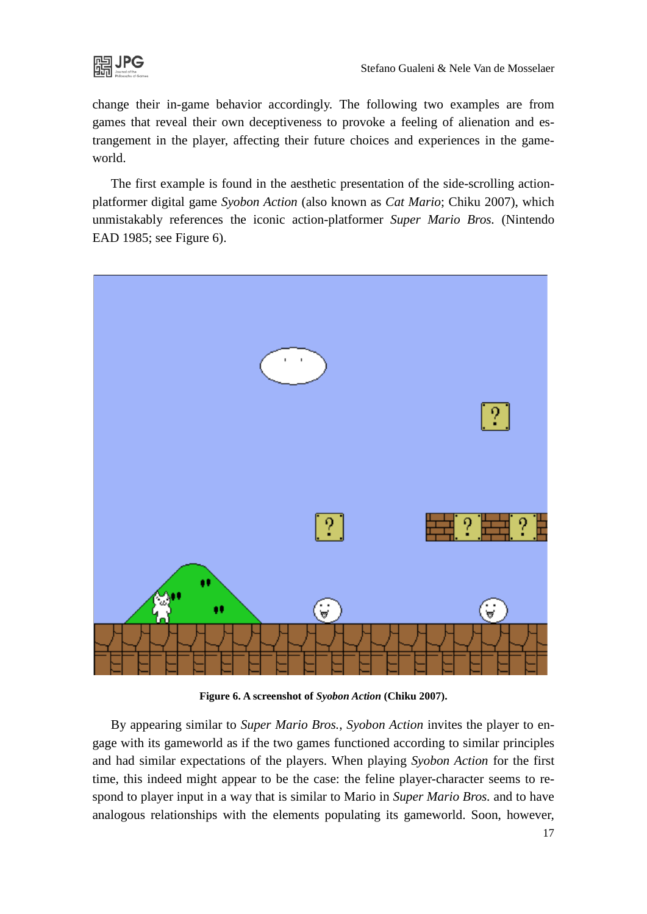change their in-game behavior accordingly. The following two examples are from games that reveal their own deceptiveness to provoke a feeling of alienation and estrangement in the player, affecting their future choices and experiences in the gameworld.

The first example is found in the aesthetic presentation of the side-scrolling action-platformer digital game *Syobon Action* (also known as *Cat Mario*; Chiku 2007), which unmistakably references the iconic action-platformer *Super Mario Bros.* (Nintendo EAD 1985; see Figure 6).

**Figure 6. A screenshot of *Syobon Action* (Chiku 2007).**

By appearing similar to *Super Mario Bros.*, *Syobon Action* invites the player to engage with its gameworld as if the two games functioned according to similar principles and had similar expectations of the players. When playing *Syobon Action* for the first time, this indeed might appear to be the case: the feline player-character seems to respond to player input in a way that is similar to Mario in *Super Mario Bros.* and to have analogous relationships with the elements populating its gameworld. Soon, however,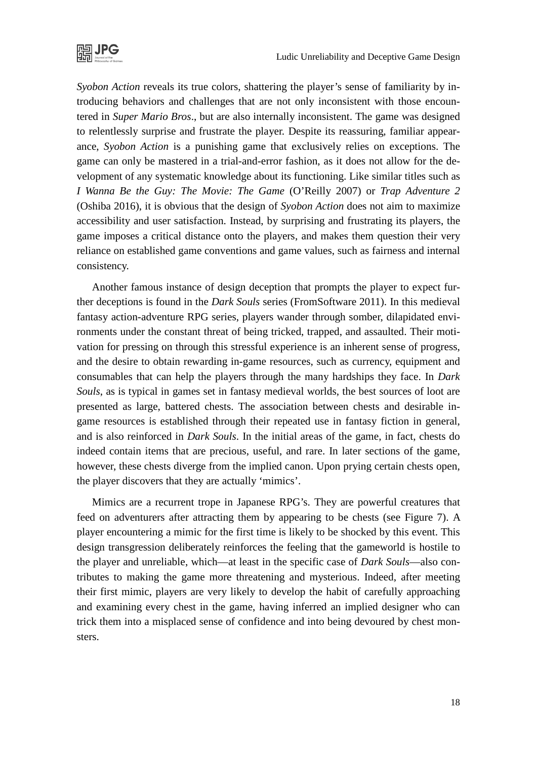*Syobon Action* reveals its true colors, shattering the player's sense of familiarity by introducing behaviors and challenges that are not only inconsistent with those encountered in *Super Mario Bros*., but are also internally inconsistent. The game was designed to relentlessly surprise and frustrate the player. Despite its reassuring, familiar appearance, *Syobon Action* is a punishing game that exclusively relies on exceptions. The game can only be mastered in a trial-and-error fashion, as it does not allow for the development of any systematic knowledge about its functioning. Like similar titles such as *I Wanna Be the Guy: The Movie: The Game* (O'Reilly 2007) or *Trap Adventure 2* (Oshiba 2016), it is obvious that the design of *Syobon Action* does not aim to maximize accessibility and user satisfaction. Instead, by surprising and frustrating its players, the game imposes a critical distance onto the players, and makes them question their very reliance on established game conventions and game values, such as fairness and internal consistency.

Another famous instance of design deception that prompts the player to expect further deceptions is found in the *Dark Souls* series (FromSoftware 2011). In this medieval fantasy action-adventure RPG series, players wander through somber, dilapidated environments under the constant threat of being tricked, trapped, and assaulted. Their motivation for pressing on through this stressful experience is an inherent sense of progress, and the desire to obtain rewarding in-game resources, such as currency, equipment and consumables that can help the players through the many hardships they face. In *Dark Souls*, as is typical in games set in fantasy medieval worlds, the best sources of loot are presented as large, battered chests. The association between chests and desirable in-game resources is established through their repeated use in fantasy fiction in general, and is also reinforced in *Dark Souls*. In the initial areas of the game, in fact, chests do indeed contain items that are precious, useful, and rare. In later sections of the game, however, these chests diverge from the implied canon. Upon prying certain chests open, the player discovers that they are actually 'mimics'.

Mimics are a recurrent trope in Japanese RPG's. They are powerful creatures that feed on adventurers after attracting them by appearing to be chests (see Figure 7). A player encountering a mimic for the first time is likely to be shocked by this event. This design transgression deliberately reinforces the feeling that the gameworld is hostile to the player and unreliable, which—at least in the specific case of *Dark Souls*—also contributes to making the game more threatening and mysterious. Indeed, after meeting their first mimic, players are very likely to develop the habit of carefully approaching and examining every chest in the game, having inferred an implied designer who can trick them into a misplaced sense of confidence and into being devoured by chest monsters.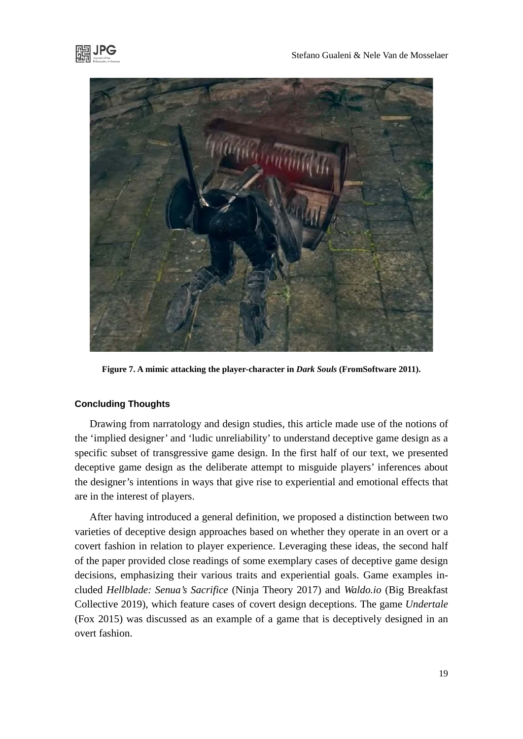**Figure 7. A mimic attacking the player-character in *Dark Souls* (FromSoftware 2011).**

#### Concluding Thoughts

Drawing from narratology and design studies, this article made use of the notions of the ‘implied designer’ and ‘ludic unreliability’ to understand deceptive game design as a specific subset of transgressive game design. In the first half of our text, we presented deceptive game design as the deliberate attempt to misguide players’ inferences about the designer’s intentions in ways that give rise to experiential and emotional effects that are in the interest of players.

After having introduced a general definition, we proposed a distinction between two varieties of deceptive design approaches based on whether they operate in an overt or a covert fashion in relation to player experience. Leveraging these ideas, the second half of the paper provided close readings of some exemplary cases of deceptive game design decisions, emphasizing their various traits and experiential goals. Game examples included *Hellblade: Senua’s Sacrifice* (Ninja Theory 2017) and *Waldo.io* (Big Breakfast Collective 2019), which feature cases of covert design deceptions. The game *Undertale* (Fox 2015) was discussed as an example of a game that is deceptively designed in an overt fashion.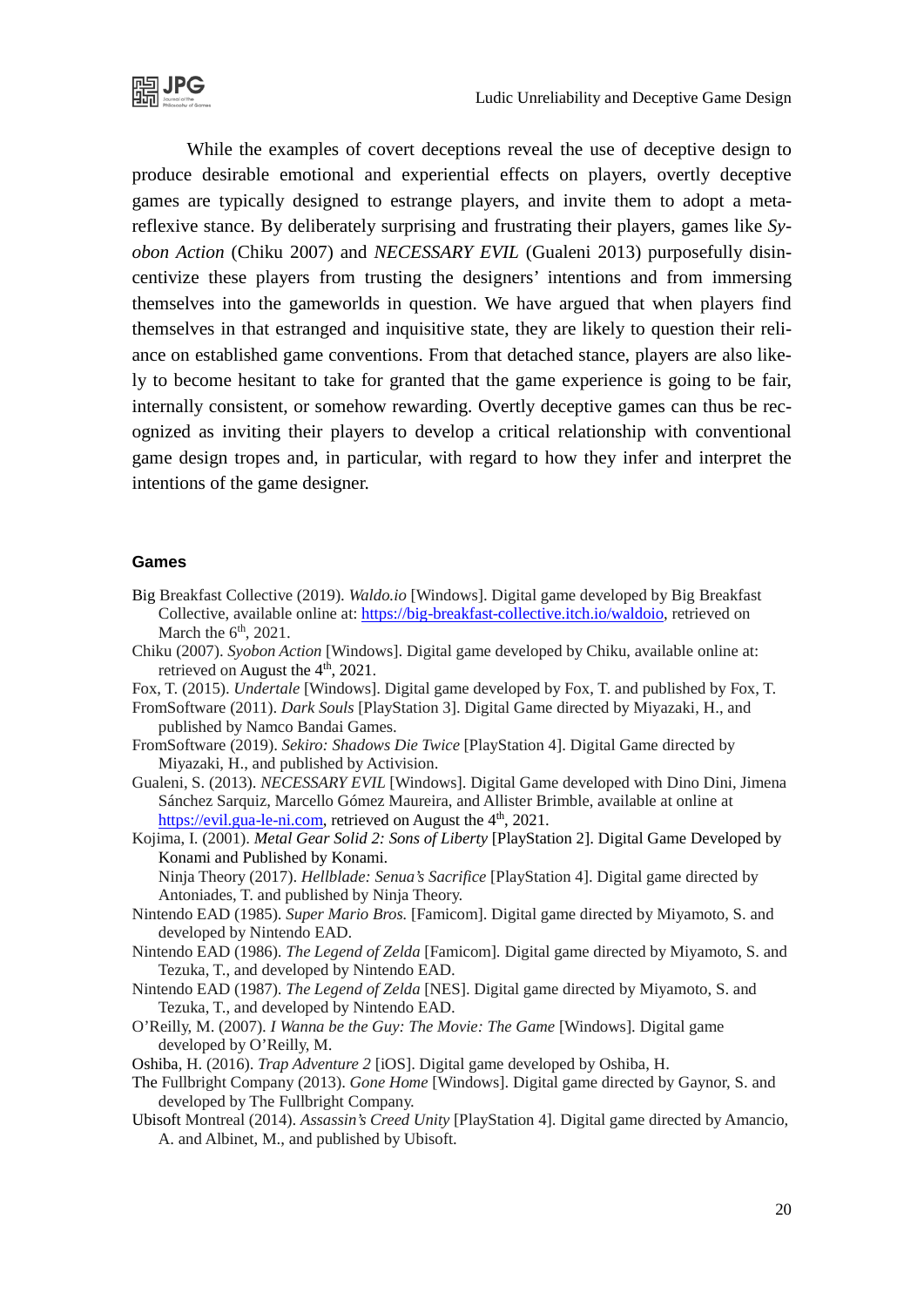While the examples of covert deceptions reveal the use of deceptive design to produce desirable emotional and experiential effects on players, overtly deceptive games are typically designed to estrange players, and invite them to adopt a meta-reflexive stance. By deliberately surprising and frustrating their players, games like *Syobon Action* (Chiku 2007) and *NECESSARY EVIL* (Gualeni 2013) purposefully disincentivize these players from trusting the designers' intentions and from immersing themselves into the gameworlds in question. We have argued that when players find themselves in that estranged and inquisitive state, they are likely to question their reliance on established game conventions. From that detached stance, players are also likely to become hesitant to take for granted that the game experience is going to be fair, internally consistent, or somehow rewarding. Overtly deceptive games can thus be recognized as inviting their players to develop a critical relationship with conventional game design tropes and, in particular, with regard to how they infer and interpret the intentions of the game designer.

### Games

Big Breakfast Collective (2019). *Waldo.io* [Windows]. Digital game developed by Big Breakfast Collective, available online at: https://big-breakfast-collective.itch.io/waldoio, retrieved on March the 6th, 2021.

Chiku (2007). *Syobon Action* [Windows]. Digital game developed by Chiku, available online at: retrieved on August the 4th, 2021.

Fox, T. (2015). *Undertale* [Windows]. Digital game developed by Fox, T. and published by Fox, T.

FromSoftware (2011). *Dark Souls* [PlayStation 3]. Digital Game directed by Miyazaki, H., and published by Namco Bandai Games.

FromSoftware (2019). *Sekiro: Shadows Die Twice* [PlayStation 4]. Digital Game directed by Miyazaki, H., and published by Activision.

Gualeni, S. (2013). *NECESSARY EVIL* [Windows]. Digital Game developed with Dino Dini, Jimena Sánchez Sarquiz, Marcello Gómez Maureira, and Allister Brimble, available at online at https://evil.gua-le-ni.com, retrieved on August the 4th, 2021.

Kojima, I. (2001). *Metal Gear Solid 2: Sons of Liberty* [PlayStation 2]. Digital Game Developed by Konami and Published by Konami.

Ninja Theory (2017). *Hellblade: Senua's Sacrifice* [PlayStation 4]. Digital game directed by Antoniades, T. and published by Ninja Theory.

Nintendo EAD (1985). *Super Mario Bros.* [Famicom]. Digital game directed by Miyamoto, S. and developed by Nintendo EAD.

Nintendo EAD (1986). *The Legend of Zelda* [Famicom]. Digital game directed by Miyamoto, S. and Tezuka, T., and developed by Nintendo EAD.

Nintendo EAD (1987). *The Legend of Zelda* [NES]. Digital game directed by Miyamoto, S. and Tezuka, T., and developed by Nintendo EAD.

O'Reilly, M. (2007). *I Wanna be the Guy: The Movie: The Game* [Windows]. Digital game developed by O'Reilly, M.

Oshiba, H. (2016). *Trap Adventure 2* [iOS]. Digital game developed by Oshiba, H.

The Fullbright Company (2013). *Gone Home* [Windows]. Digital game directed by Gaynor, S. and developed by The Fullbright Company.

Ubisoft Montreal (2014). *Assassin's Creed Unity* [PlayStation 4]. Digital game directed by Amancio, A. and Albinet, M., and published by Ubisoft.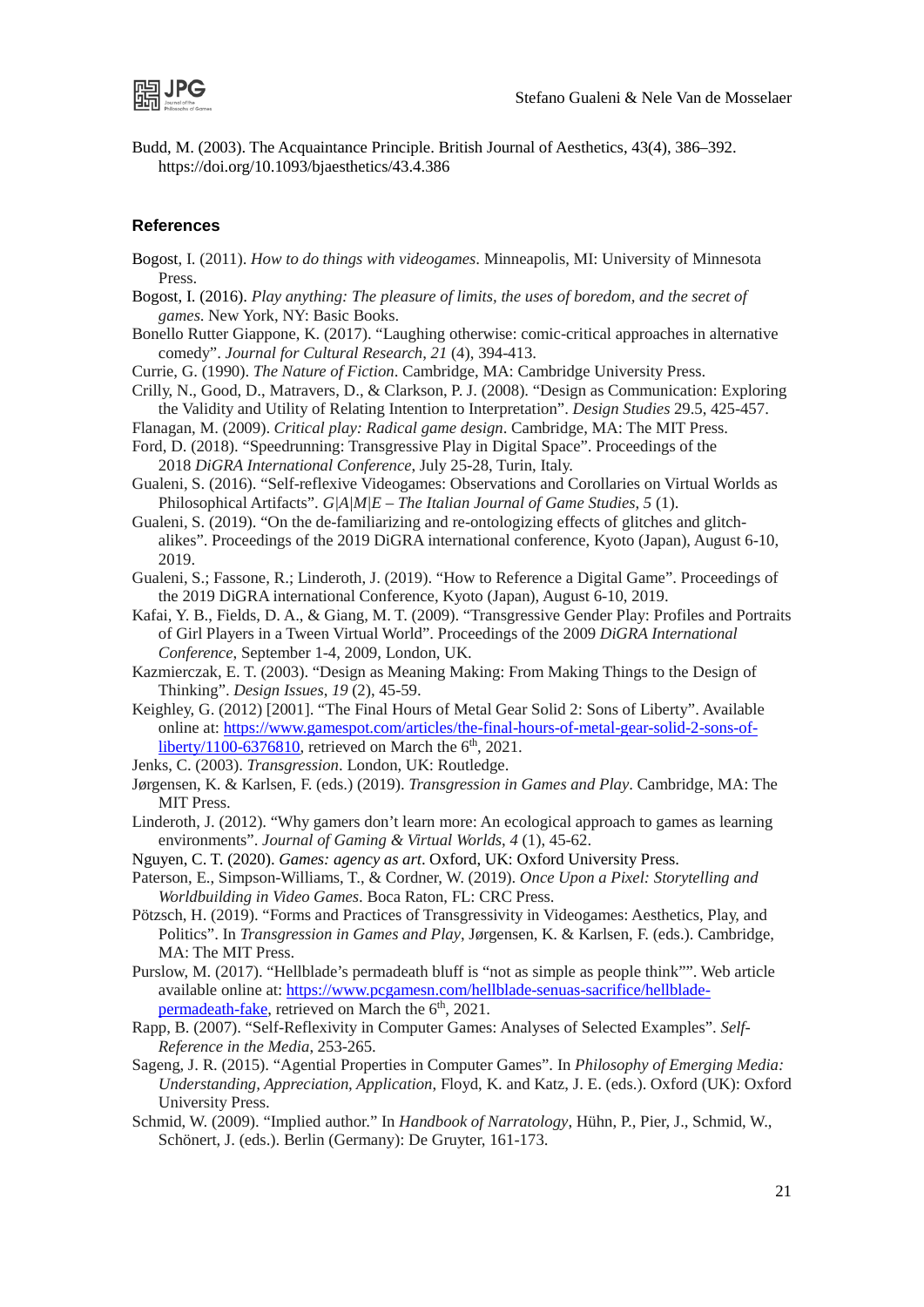Budd, M. (2003). The Acquaintance Principle. British Journal of Aesthetics, 43(4), 386–392. https://doi.org/10.1093/bjaesthetics/43.4.386

## References

Bogost, I. (2011). *How to do things with videogames*. Minneapolis, MI: University of Minnesota Press.

Bogost, I. (2016). *Play anything: The pleasure of limits, the uses of boredom, and the secret of games*. New York, NY: Basic Books.

Bonello Rutter Giappone, K. (2017). "Laughing otherwise: comic-critical approaches in alternative comedy". *Journal for Cultural Research*, *21* (4), 394-413.

Currie, G. (1990). *The Nature of Fiction*. Cambridge, MA: Cambridge University Press.

Crilly, N., Good, D., Matravers, D., & Clarkson, P. J. (2008). "Design as Communication: Exploring the Validity and Utility of Relating Intention to Interpretation". *Design Studies* 29.5, 425-457.

Flanagan, M. (2009). *Critical play: Radical game design*. Cambridge, MA: The MIT Press.

Ford, D. (2018). "Speedrunning: Transgressive Play in Digital Space". Proceedings of the 2018 *DiGRA International Conference*, July 25-28, Turin, Italy.

Gualeni, S. (2016). "Self-reflexive Videogames: Observations and Corollaries on Virtual Worlds as Philosophical Artifacts". *G|A|M|E – The Italian Journal of Game Studies*, *5* (1).

Gualeni, S. (2019). "On the de-familiarizing and re-ontologizing effects of glitches and glitch-alikes". Proceedings of the 2019 DiGRA international conference, Kyoto (Japan), August 6-10, 2019.

Gualeni, S.; Fassone, R.; Linderoth, J. (2019). "How to Reference a Digital Game". Proceedings of the 2019 DiGRA international Conference, Kyoto (Japan), August 6-10, 2019.

Kafai, Y. B., Fields, D. A., & Giang, M. T. (2009). "Transgressive Gender Play: Profiles and Portraits of Girl Players in a Tween Virtual World". Proceedings of the 2009 *DiGRA International Conference*, September 1-4, 2009, London, UK.

Kazmierczak, E. T. (2003). "Design as Meaning Making: From Making Things to the Design of Thinking". *Design Issues*, *19* (2), 45-59.

Keighley, G. (2012) [2001]. "The Final Hours of Metal Gear Solid 2: Sons of Liberty". Available online at: https://www.gamespot.com/articles/the-final-hours-of-metal-gear-solid-2-sons-of-liberty/1100-6376810, retrieved on March the 6th, 2021.

Jenks, C. (2003). *Transgression*. London, UK: Routledge.

Jørgensen, K. & Karlsen, F. (eds.) (2019). *Transgression in Games and Play*. Cambridge, MA: The MIT Press.

Linderoth, J. (2012). "Why gamers don't learn more: An ecological approach to games as learning environments". *Journal of Gaming & Virtual Worlds*, *4* (1), 45-62.

Nguyen, C. T. (2020). *Games: agency as art*. Oxford, UK: Oxford University Press.

Paterson, E., Simpson-Williams, T., & Cordner, W. (2019). *Once Upon a Pixel: Storytelling and Worldbuilding in Video Games*. Boca Raton, FL: CRC Press.

Pötzsch, H. (2019). "Forms and Practices of Transgressivity in Videogames: Aesthetics, Play, and Politics". In *Transgression in Games and Play*, Jørgensen, K. & Karlsen, F. (eds.). Cambridge, MA: The MIT Press.

Purslow, M. (2017). "Hellblade's permadeath bluff is "not as simple as people think"". Web article available online at: https://www.pcgamesn.com/hellblade-senuas-sacrifice/hellblade-permadeath-fake, retrieved on March the 6th, 2021.

Rapp, B. (2007). "Self-Reflexivity in Computer Games: Analyses of Selected Examples". *Self-Reference in the Media*, 253-265.

Sageng, J. R. (2015). "Agential Properties in Computer Games". In *Philosophy of Emerging Media: Understanding, Appreciation, Application*, Floyd, K. and Katz, J. E. (eds.). Oxford (UK): Oxford University Press.

Schmid, W. (2009). "Implied author." In *Handbook of Narratology*, Hühn, P., Pier, J., Schmid, W., Schönert, J. (eds.). Berlin (Germany): De Gruyter, 161-173.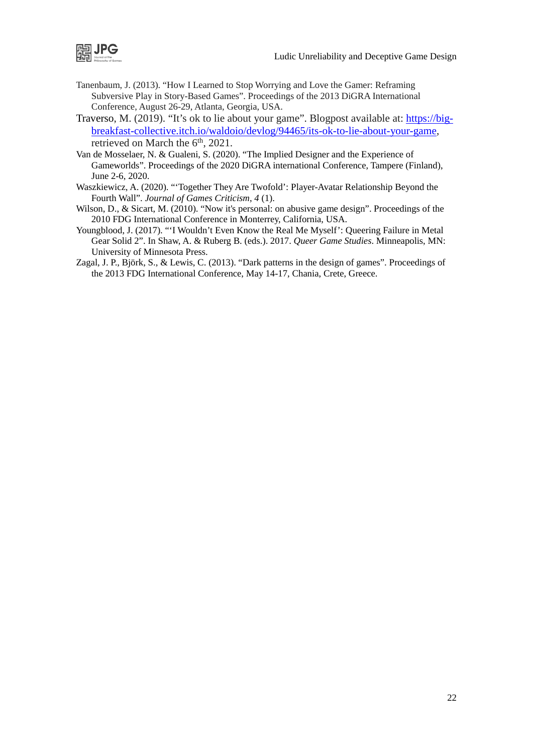Tanenbaum, J. (2013). "How I Learned to Stop Worrying and Love the Gamer: Reframing Subversive Play in Story-Based Games". Proceedings of the 2013 DiGRA International Conference, August 26-29, Atlanta, Georgia, USA.

Traverso, M. (2019). "It's ok to lie about your game". Blogpost available at: [https://big-breakfast-collective.itch.io/waldoio/devlog/94465/its-ok-to-lie-about-your-game](https://big-breakfast-collective.itch.io/waldoio/devlog/94465/its-ok-to-lie-about-your-game), retrieved on March the 6th, 2021.

Van de Mosselaer, N. & Gualeni, S. (2020). "The Implied Designer and the Experience of Gameworlds". Proceedings of the 2020 DiGRA international Conference, Tampere (Finland), June 2-6, 2020.

Waszkiewicz, A. (2020). "'Together They Are Twofold': Player-Avatar Relationship Beyond the Fourth Wall". *Journal of Games Criticism*, *4* (1).

Wilson, D., & Sicart, M. (2010). "Now it's personal: on abusive game design". Proceedings of the 2010 FDG International Conference in Monterrey, California, USA.

Youngblood, J. (2017). "'I Wouldn't Even Know the Real Me Myself': Queering Failure in Metal Gear Solid 2". In Shaw, A. & Ruberg B. (eds.). 2017. *Queer Game Studies*. Minneapolis, MN: University of Minnesota Press.

Zagal, J. P., Björk, S., & Lewis, C. (2013). "Dark patterns in the design of games". Proceedings of the 2013 FDG International Conference, May 14-17, Chania, Crete, Greece.